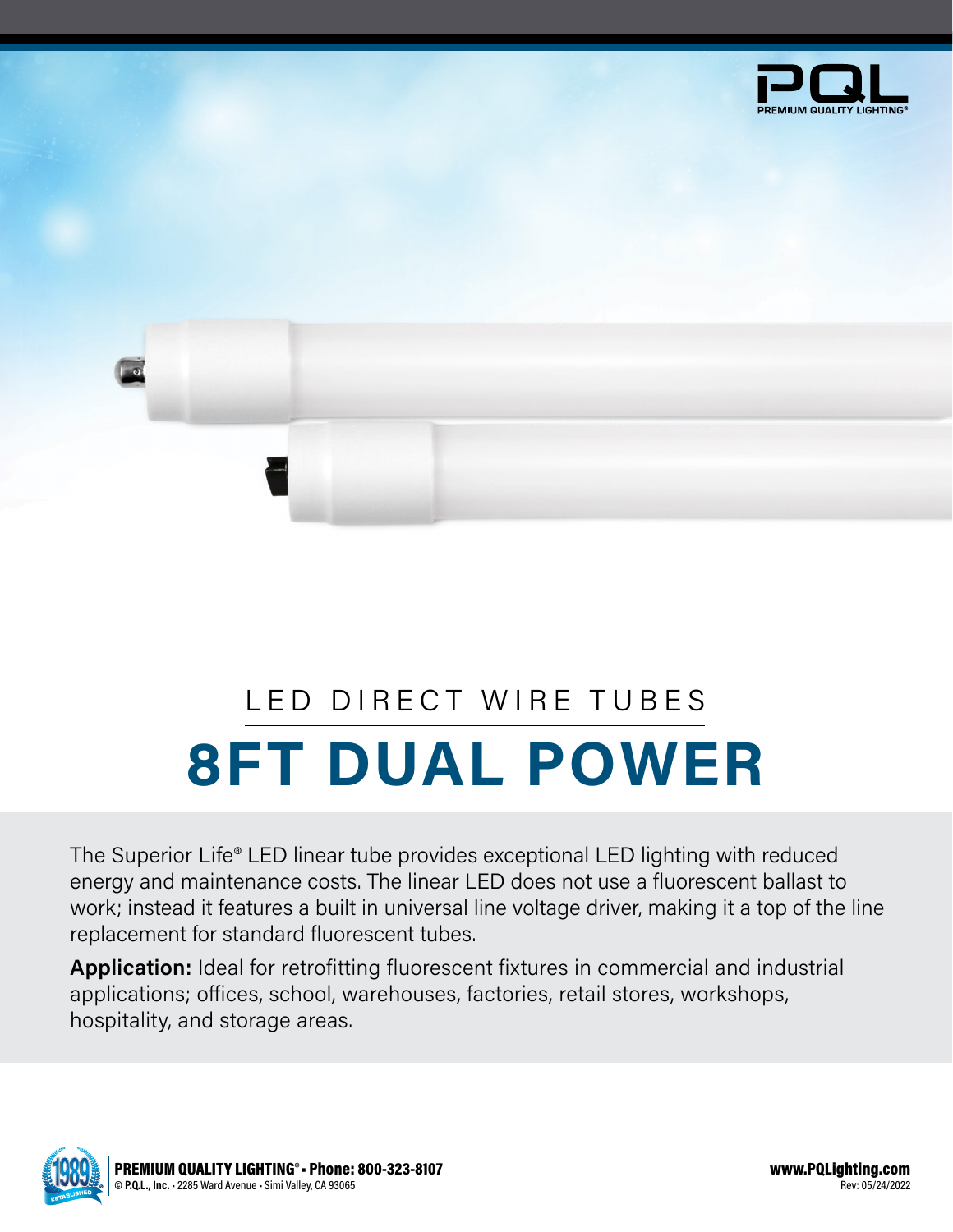PQL
PREMIUM QUALITY LIGHTING®

LED DIRECT WIRE TUBES

# 8FT DUAL POWER

The Superior Life® LED linear tube provides exceptional LED lighting with reduced energy and maintenance costs. The linear LED does not use a fluorescent ballast to work; instead it features a built in universal line voltage driver, making it a top of the line replacement for standard fluorescent tubes.

**Application:** Ideal for retrofitting fluorescent fixtures in commercial and industrial applications; offices, school, warehouses, factories, retail stores, workshops, hospitality, and storage areas.

**PREMIUM QUALITY LIGHTING® • Phone: 800-323-8107**
**© P.Q.L., Inc.** • 2285 Ward Avenue • Simi Valley, CA 93065

**www.PQLighting.com**
Rev: 05/24/2022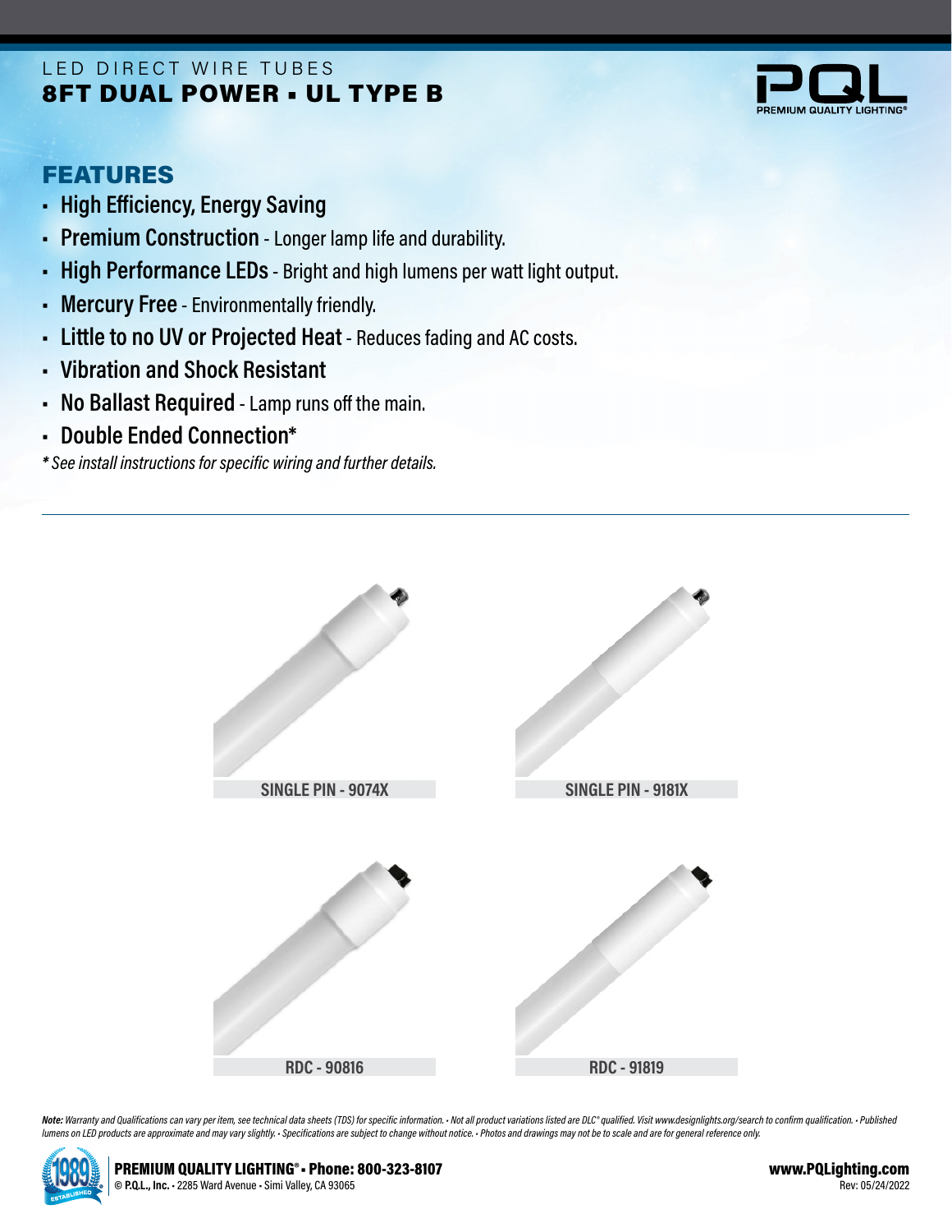LED DIRECT WIRE TUBES

# 8FT DUAL POWER ▪ UL TYPE B

PQL PREMIUM QUALITY LIGHTING®

## FEATURES

- **High Efficiency, Energy Saving**
- **Premium Construction** - Longer lamp life and durability.
- **High Performance LEDs** - Bright and high lumens per watt light output.
- **Mercury Free** - Environmentally friendly.
- **Little to no UV or Projected Heat** - Reduces fading and AC costs.
- **Vibration and Shock Resistant**
- **No Ballast Required** - Lamp runs off the main.
- **Double Ended Connection***

*\* See install instructions for specific wiring and further details.*

SINGLE PIN - 9074X

SINGLE PIN - 9181X

RDC - 90816

RDC - 91819

***Note:*** *Warranty and Qualifications can vary per item, see technical data sheets (TDS) for specific information. • Not all product variations listed are DLC® qualified. Visit www.designlights.org/search to confirm qualification. • Published lumens on LED products are approximate and may vary slightly. • Specifications are subject to change without notice. • Photos and drawings may not be to scale and are for general reference only.*

**PREMIUM QUALITY LIGHTING® ▪ Phone: 800-323-8107**
© **P.Q.L., Inc.** • 2285 Ward Avenue • Simi Valley, CA 93065

**www.PQLighting.com**
Rev: 05/24/2022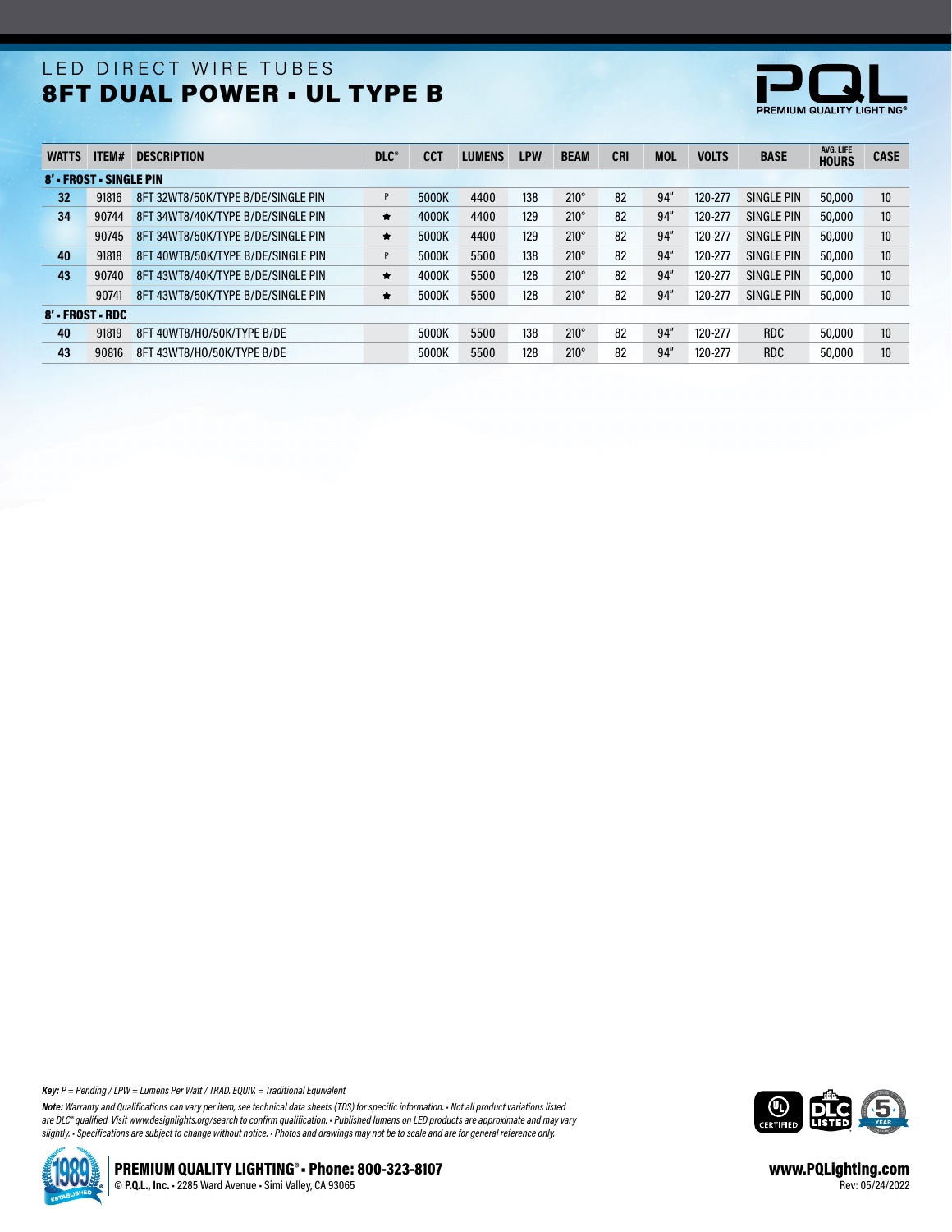# LED DIRECT WIRE TUBES

## 8FT DUAL POWER • UL TYPE B

| WATTS | ITEM# | DESCRIPTION | DLC® | CCT | LUMENS | LPW | BEAM | CRI | MOL | VOLTS | BASE | AVG. LIFE HOURS | CASE |
|---|---|---|---|---|---|---|---|---|---|---|---|---|---|
| **8′ • FROST • SINGLE PIN** | | | | | | | | | | | | | |
| **32** | 91816 | 8FT 32WT8/50K/TYPE B/DE/SINGLE PIN | P | 5000K | 4400 | 138 | 210° | 82 | 94″ | 120-277 | SINGLE PIN | 50,000 | 10 |
| **34** | 90744 | 8FT 34WT8/40K/TYPE B/DE/SINGLE PIN | ★ | 4000K | 4400 | 129 | 210° | 82 | 94″ | 120-277 | SINGLE PIN | 50,000 | 10 |
| | 90745 | 8FT 34WT8/50K/TYPE B/DE/SINGLE PIN | ★ | 5000K | 4400 | 129 | 210° | 82 | 94″ | 120-277 | SINGLE PIN | 50,000 | 10 |
| **40** | 91818 | 8FT 40WT8/50K/TYPE B/DE/SINGLE PIN | P | 5000K | 5500 | 138 | 210° | 82 | 94″ | 120-277 | SINGLE PIN | 50,000 | 10 |
| **43** | 90740 | 8FT 43WT8/40K/TYPE B/DE/SINGLE PIN | ★ | 4000K | 5500 | 128 | 210° | 82 | 94″ | 120-277 | SINGLE PIN | 50,000 | 10 |
| | 90741 | 8FT 43WT8/50K/TYPE B/DE/SINGLE PIN | ★ | 5000K | 5500 | 128 | 210° | 82 | 94″ | 120-277 | SINGLE PIN | 50,000 | 10 |
| **8′ • FROST • RDC** | | | | | | | | | | | | | |
| **40** | 91819 | 8FT 40WT8/HO/50K/TYPE B/DE | | 5000K | 5500 | 138 | 210° | 82 | 94″ | 120-277 | RDC | 50,000 | 10 |
| **43** | 90816 | 8FT 43WT8/HO/50K/TYPE B/DE | | 5000K | 5500 | 128 | 210° | 82 | 94″ | 120-277 | RDC | 50,000 | 10 |

***Key:*** *P = Pending / LPW = Lumens Per Watt / TRAD. EQUIV. = Traditional Equivalent*

***Note:*** *Warranty and Qualifications can vary per item, see technical data sheets (TDS) for specific information. • Not all product variations listed are DLC® qualified. Visit www.designlights.org/search to confirm qualification. • Published lumens on LED products are approximate and may vary slightly. • Specifications are subject to change without notice. • Photos and drawings may not be to scale and are for general reference only.*

**PREMIUM QUALITY LIGHTING® • Phone: 800-323-8107**
© **P.Q.L., Inc.** • 2285 Ward Avenue • Simi Valley, CA 93065

**www.PQLighting.com**
Rev: 05/24/2022